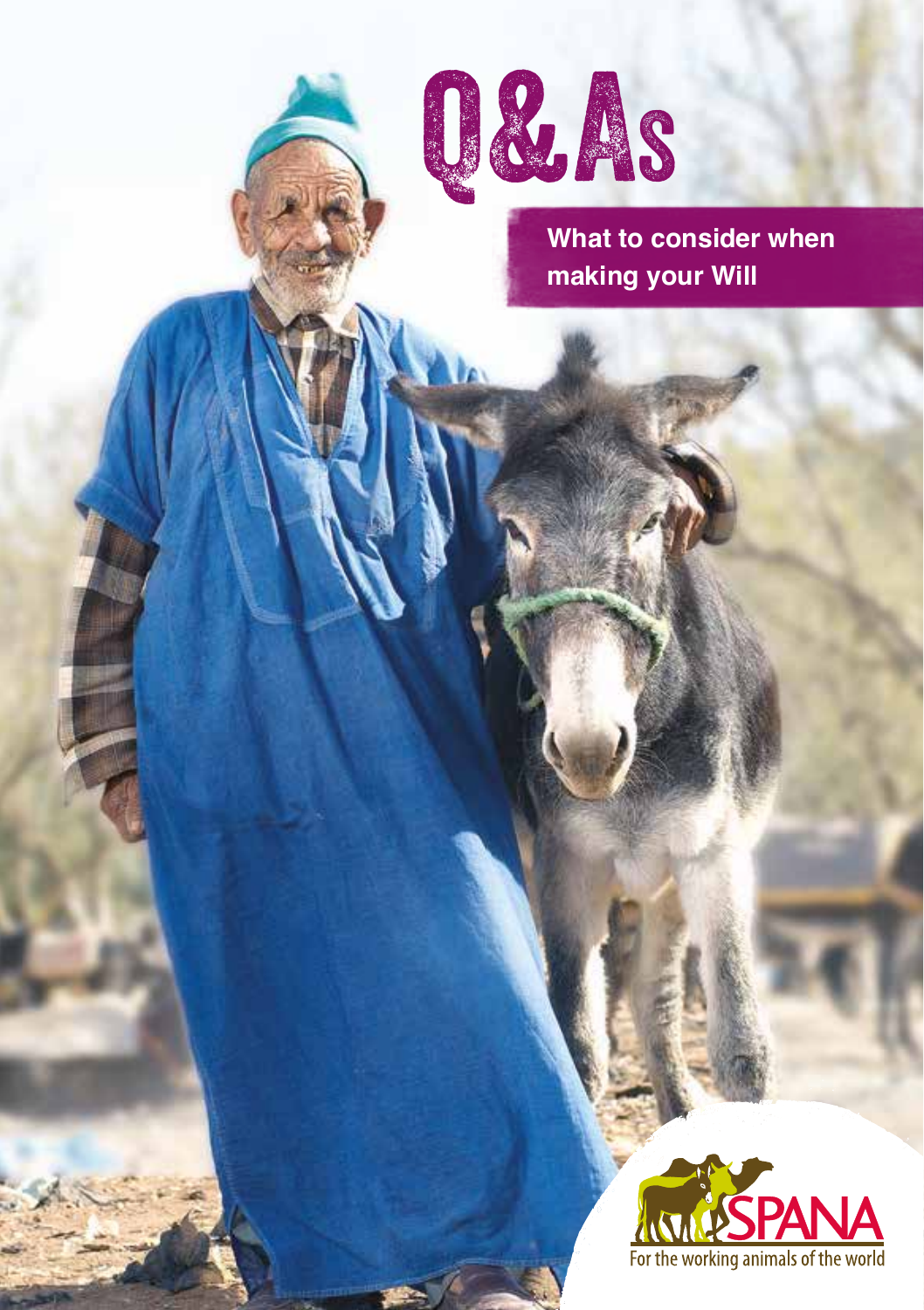# Q&As

## What to consider when making your Will

SPANA

For the working animals of the world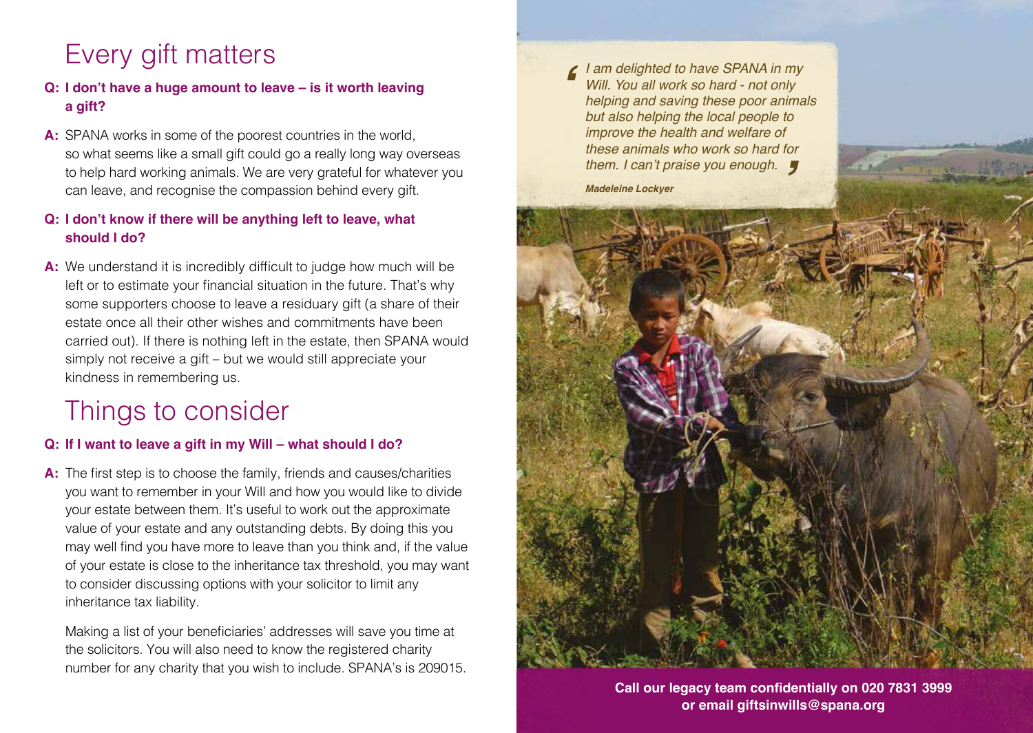# Every gift matters

**Q: I don't have a huge amount to leave – is it worth leaving a gift?**

**A:** SPANA works in some of the poorest countries in the world, so what seems like a small gift could go a really long way overseas to help hard working animals. We are very grateful for whatever you can leave, and recognise the compassion behind every gift.

**Q: I don't know if there will be anything left to leave, what should I do?**

**A:** We understand it is incredibly difficult to judge how much will be left or to estimate your financial situation in the future. That's why some supporters choose to leave a residuary gift (a share of their estate once all their other wishes and commitments have been carried out). If there is nothing left in the estate, then SPANA would simply not receive a gift – but we would still appreciate your kindness in remembering us.

# Things to consider

**Q: If I want to leave a gift in my Will – what should I do?**

**A:** The first step is to choose the family, friends and causes/charities you want to remember in your Will and how you would like to divide your estate between them. It's useful to work out the approximate value of your estate and any outstanding debts. By doing this you may well find you have more to leave than you think and, if the value of your estate is close to the inheritance tax threshold, you may want to consider discussing options with your solicitor to limit any inheritance tax liability.

Making a list of your beneficiaries' addresses will save you time at the solicitors. You will also need to know the registered charity number for any charity that you wish to include. SPANA's is 209015.

> *I am delighted to have SPANA in my Will. You all work so hard - not only helping and saving these poor animals but also helping the local people to improve the health and welfare of these animals who work so hard for them. I can't praise you enough.*
>
> ***Madeleine Lockyer***

**Call our legacy team confidentially on 020 7831 3999 or email giftsinwills@spana.org**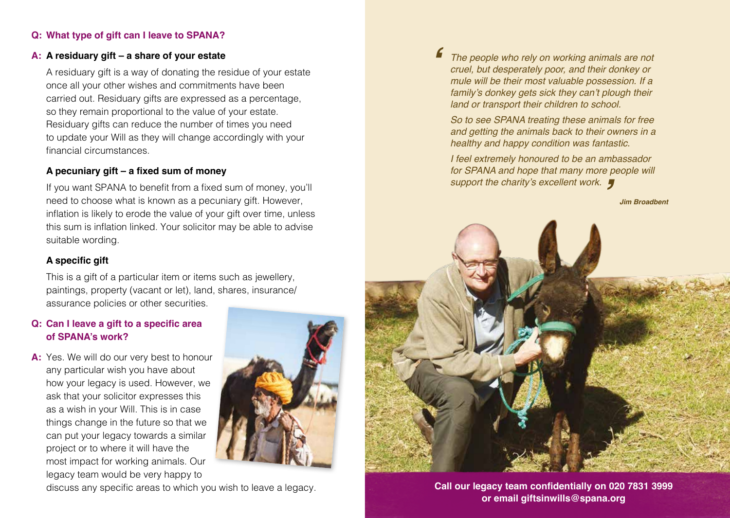### Q: What type of gift can I leave to SPANA?

**A: A residuary gift – a share of your estate**

A residuary gift is a way of donating the residue of your estate once all your other wishes and commitments have been carried out. Residuary gifts are expressed as a percentage, so they remain proportional to the value of your estate. Residuary gifts can reduce the number of times you need to update your Will as they will change accordingly with your financial circumstances.

**A pecuniary gift – a fixed sum of money**

If you want SPANA to benefit from a fixed sum of money, you'll need to choose what is known as a pecuniary gift. However, inflation is likely to erode the value of your gift over time, unless this sum is inflation linked. Your solicitor may be able to advise suitable wording.

**A specific gift**

This is a gift of a particular item or items such as jewellery, paintings, property (vacant or let), land, shares, insurance/assurance policies or other securities.

### Q: Can I leave a gift to a specific area of SPANA's work?

**A:** Yes. We will do our very best to honour any particular wish you have about how your legacy is used. However, we ask that your solicitor expresses this as a wish in your Will. This is in case things change in the future so that we can put your legacy towards a similar project or to where it will have the most impact for working animals. Our legacy team would be very happy to discuss any specific areas to which you wish to leave a legacy.

> *"The people who rely on working animals are not cruel, but desperately poor, and their donkey or mule will be their most valuable possession. If a family's donkey gets sick they can't plough their land or transport their children to school.*
>
> *So to see SPANA treating these animals for free and getting the animals back to their owners in a healthy and happy condition was fantastic.*
>
> *I feel extremely honoured to be an ambassador for SPANA and hope that many more people will support the charity's excellent work."*
>
> ***Jim Broadbent***

**Call our legacy team confidentially on 020 7831 3999 or email giftsinwills@spana.org**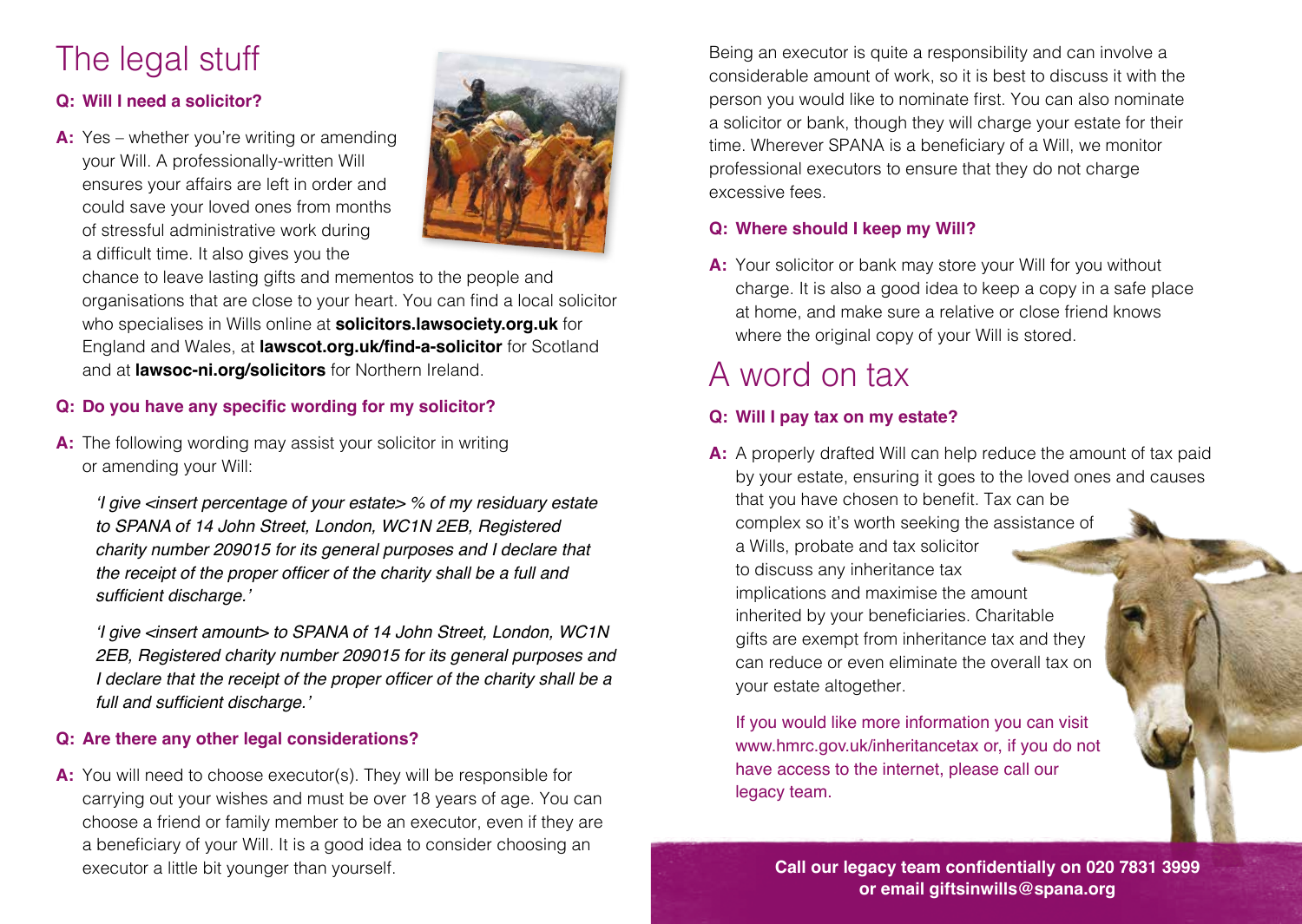# The legal stuff

**Q: Will I need a solicitor?**

**A:** Yes – whether you're writing or amending your Will. A professionally-written Will ensures your affairs are left in order and could save your loved ones from months of stressful administrative work during a difficult time. It also gives you the chance to leave lasting gifts and mementos to the people and organisations that are close to your heart. You can find a local solicitor who specialises in Wills online at **solicitors.lawsociety.org.uk** for England and Wales, at **lawscot.org.uk/find-a-solicitor** for Scotland and at **lawsoc-ni.org/solicitors** for Northern Ireland.

**Q: Do you have any specific wording for my solicitor?**

**A:** The following wording may assist your solicitor in writing or amending your Will:

*'I give <insert percentage of your estate> % of my residuary estate to SPANA of 14 John Street, London, WC1N 2EB, Registered charity number 209015 for its general purposes and I declare that the receipt of the proper officer of the charity shall be a full and sufficient discharge.'*

*'I give <insert amount> to SPANA of 14 John Street, London, WC1N 2EB, Registered charity number 209015 for its general purposes and I declare that the receipt of the proper officer of the charity shall be a full and sufficient discharge.'*

**Q: Are there any other legal considerations?**

**A:** You will need to choose executor(s). They will be responsible for carrying out your wishes and must be over 18 years of age. You can choose a friend or family member to be an executor, even if they are a beneficiary of your Will. It is a good idea to consider choosing an executor a little bit younger than yourself.

Being an executor is quite a responsibility and can involve a considerable amount of work, so it is best to discuss it with the person you would like to nominate first. You can also nominate a solicitor or bank, though they will charge your estate for their time. Wherever SPANA is a beneficiary of a Will, we monitor professional executors to ensure that they do not charge excessive fees.

**Q: Where should I keep my Will?**

**A:** Your solicitor or bank may store your Will for you without charge. It is also a good idea to keep a copy in a safe place at home, and make sure a relative or close friend knows where the original copy of your Will is stored.

# A word on tax

**Q: Will I pay tax on my estate?**

**A:** A properly drafted Will can help reduce the amount of tax paid by your estate, ensuring it goes to the loved ones and causes that you have chosen to benefit. Tax can be complex so it's worth seeking the assistance of a Wills, probate and tax solicitor to discuss any inheritance tax implications and maximise the amount inherited by your beneficiaries. Charitable gifts are exempt from inheritance tax and they can reduce or even eliminate the overall tax on your estate altogether.

If you would like more information you can visit www.hmrc.gov.uk/inheritancetax or, if you do not have access to the internet, please call our legacy team.

**Call our legacy team confidentially on 020 7831 3999 or email giftsinwills@spana.org**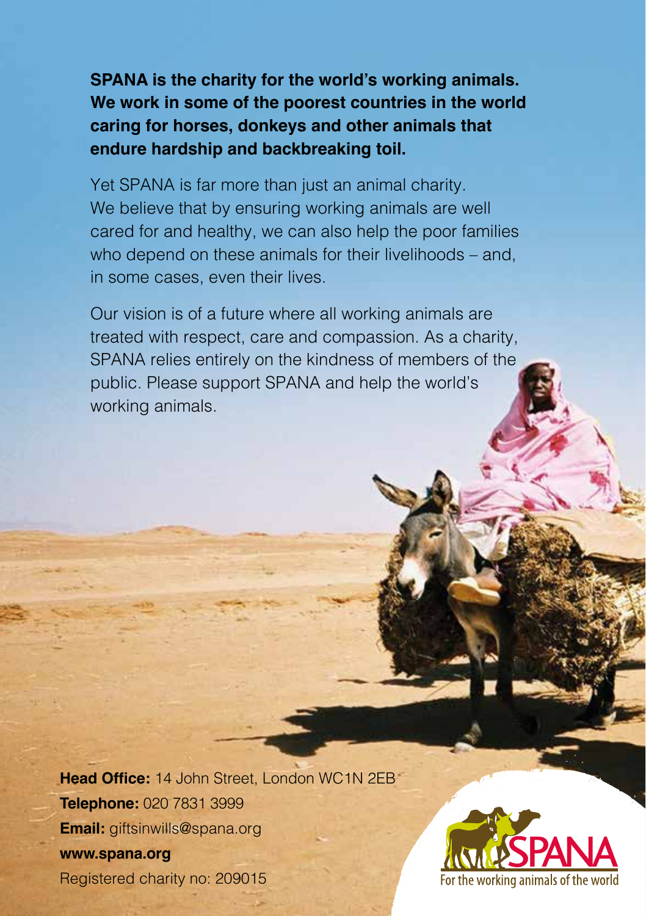**SPANA is the charity for the world's working animals. We work in some of the poorest countries in the world caring for horses, donkeys and other animals that endure hardship and backbreaking toil.**

Yet SPANA is far more than just an animal charity. We believe that by ensuring working animals are well cared for and healthy, we can also help the poor families who depend on these animals for their livelihoods – and, in some cases, even their lives.

Our vision is of a future where all working animals are treated with respect, care and compassion. As a charity, SPANA relies entirely on the kindness of members of the public. Please support SPANA and help the world's working animals.

**Head Office:** 14 John Street, London WC1N 2EB
**Telephone:** 020 7831 3999
**Email:** giftsinwills@spana.org
**www.spana.org**
Registered charity no: 209015

SPANA
For the working animals of the world